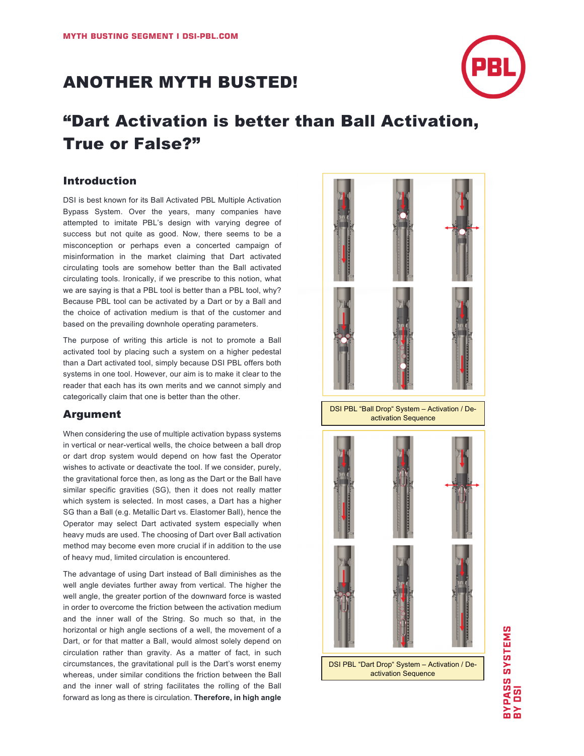**MYTH BUSTING SEGMENT I DSI-PBL.COM**

# ANOTHER MYTH BUSTED!

## "Dart Activation is better than Ball Activation, True or False?"

### Introduction

DSI is best known for its Ball Activated PBL Multiple Activation Bypass System. Over the years, many companies have attempted to imitate PBL's design with varying degree of success but not quite as good. Now, there seems to be a misconception or perhaps even a concerted campaign of misinformation in the market claiming that Dart activated circulating tools are somehow better than the Ball activated circulating tools. Ironically, if we prescribe to this notion, what we are saying is that a PBL tool is better than a PBL tool, why? Because PBL tool can be activated by a Dart or by a Ball and the choice of activation medium is that of the customer and based on the prevailing downhole operating parameters.

The purpose of writing this article is not to promote a Ball activated tool by placing such a system on a higher pedestal than a Dart activated tool, simply because DSI PBL offers both systems in one tool. However, our aim is to make it clear to the reader that each has its own merits and we cannot simply and categorically claim that one is better than the other.

### Argument

When considering the use of multiple activation bypass systems in vertical or near-vertical wells, the choice between a ball drop or dart drop system would depend on how fast the Operator wishes to activate or deactivate the tool. If we consider, purely, the gravitational force then, as long as the Dart or the Ball have similar specific gravities (SG), then it does not really matter which system is selected. In most cases, a Dart has a higher SG than a Ball (e.g. Metallic Dart vs. Elastomer Ball), hence the Operator may select Dart activated system especially when heavy muds are used. The choosing of Dart over Ball activation method may become even more crucial if in addition to the use of heavy mud, limited circulation is encountered.

The advantage of using Dart instead of Ball diminishes as the well angle deviates further away from vertical. The higher the well angle, the greater portion of the downward force is wasted in order to overcome the friction between the activation medium and the inner wall of the String. So much so that, in the horizontal or high angle sections of a well, the movement of a Dart, or for that matter a Ball, would almost solely depend on circulation rather than gravity. As a matter of fact, in such circumstances, the gravitational pull is the Dart's worst enemy whereas, under similar conditions the friction between the Ball and the inner wall of string facilitates the rolling of the Ball forward as long as there is circulation. **Therefore, in high angle**

DSI PBL "Ball Drop" System – Activation / De-activation Sequence

DSI PBL "Dart Drop" System – Activation / De-activation Sequence

BYPASS SYSTEMS BY DSI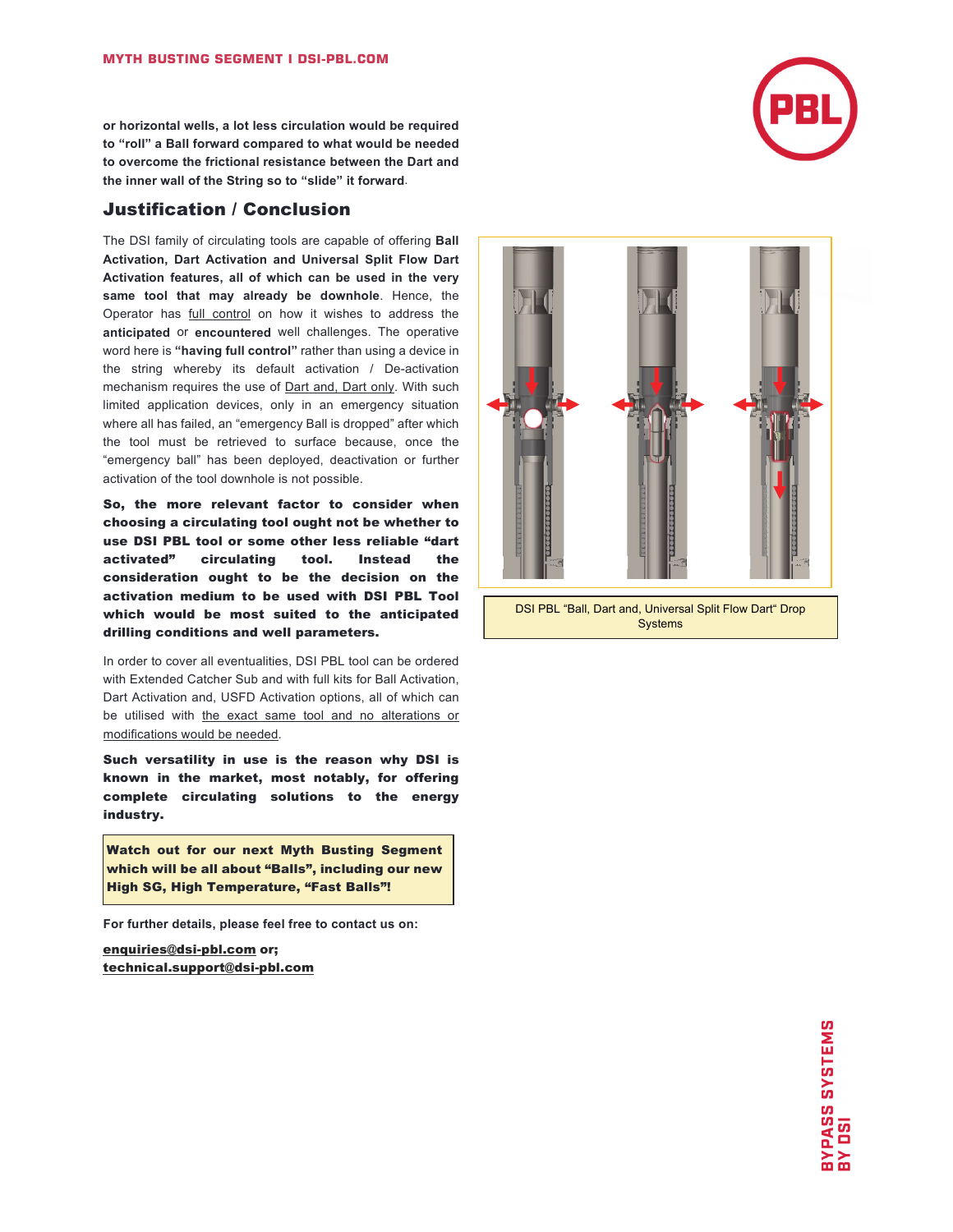**or horizontal wells, a lot less circulation would be required to "roll" a Ball forward compared to what would be needed to overcome the frictional resistance between the Dart and the inner wall of the String so to "slide" it forward**.

## Justification / Conclusion

The DSI family of circulating tools are capable of offering **Ball Activation, Dart Activation and Universal Split Flow Dart Activation features, all of which can be used in the very same tool that may already be downhole**. Hence, the Operator has full control on how it wishes to address the **anticipated** or **encountered** well challenges. The operative word here is **"having full control"** rather than using a device in the string whereby its default activation / De-activation mechanism requires the use of Dart and, Dart only. With such limited application devices, only in an emergency situation where all has failed, an "emergency Ball is dropped" after which the tool must be retrieved to surface because, once the "emergency ball" has been deployed, deactivation or further activation of the tool downhole is not possible.

**So, the more relevant factor to consider when choosing a circulating tool ought not be whether to use DSI PBL tool or some other less reliable "dart activated" circulating tool. Instead the consideration ought to be the decision on the activation medium to be used with DSI PBL Tool which would be most suited to the anticipated drilling conditions and well parameters.**

In order to cover all eventualities, DSI PBL tool can be ordered with Extended Catcher Sub and with full kits for Ball Activation, Dart Activation and, USFD Activation options, all of which can be utilised with the exact same tool and no alterations or modifications would be needed.

**Such versatility in use is the reason why DSI is known in the market, most notably, for offering complete circulating solutions to the energy industry.**

DSI PBL "Ball, Dart and, Universal Split Flow Dart" Drop Systems

**Watch out for our next Myth Busting Segment which will be all about "Balls", including our new High SG, High Temperature, "Fast Balls"!**

**For further details, please feel free to contact us on:**

**enquiries@dsi-pbl.com or;**
**technical.support@dsi-pbl.com**